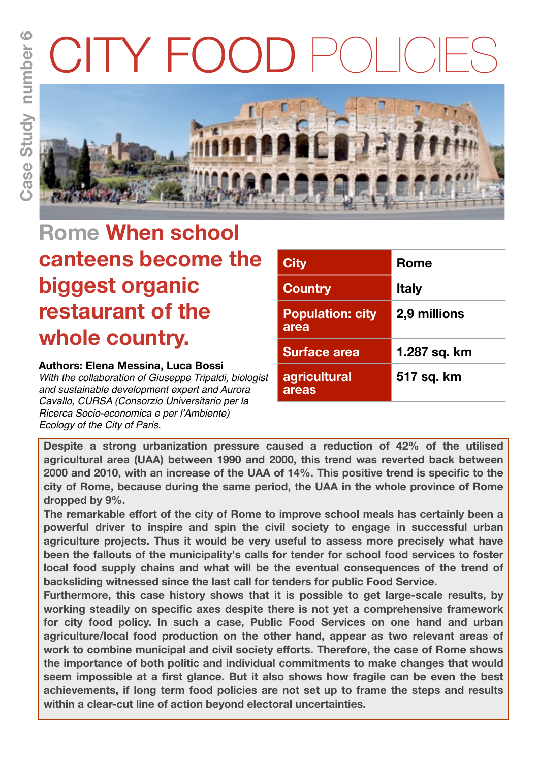# CITY FOOD POLICIES

Case Study number 6

## Rome When school canteens become the biggest organic restaurant of the whole country.

**Authors: Elena Messina, Luca Bossi**

*With the collaboration of Giuseppe Tripaldi, biologist and sustainable development expert and Aurora Cavallo, CURSA (Consorzio Universitario per la Ricerca Socio-economica e per l'Ambiente) Ecology of the City of Paris.*

| City | Rome |
|---|---|
| Country | Italy |
| Population: city area | 2,9 millions |
| Surface area | 1.287 sq. km |
| agricultural areas | 517 sq. km |

**Despite a strong urbanization pressure caused a reduction of 42% of the utilised agricultural area (UAA) between 1990 and 2000, this trend was reverted back between 2000 and 2010, with an increase of the UAA of 14%. This positive trend is specific to the city of Rome, because during the same period, the UAA in the whole province of Rome dropped by 9%.**

**The remarkable effort of the city of Rome to improve school meals has certainly been a powerful driver to inspire and spin the civil society to engage in successful urban agriculture projects. Thus it would be very useful to assess more precisely what have been the fallouts of the municipality's calls for tender for school food services to foster local food supply chains and what will be the eventual consequences of the trend of backsliding witnessed since the last call for tenders for public Food Service.**

**Furthermore, this case history shows that it is possible to get large-scale results, by working steadily on specific axes despite there is not yet a comprehensive framework for city food policy. In such a case, Public Food Services on one hand and urban agriculture/local food production on the other hand, appear as two relevant areas of work to combine municipal and civil society efforts. Therefore, the case of Rome shows the importance of both politic and individual commitments to make changes that would seem impossible at a first glance. But it also shows how fragile can be even the best achievements, if long term food policies are not set up to frame the steps and results within a clear-cut line of action beyond electoral uncertainties.**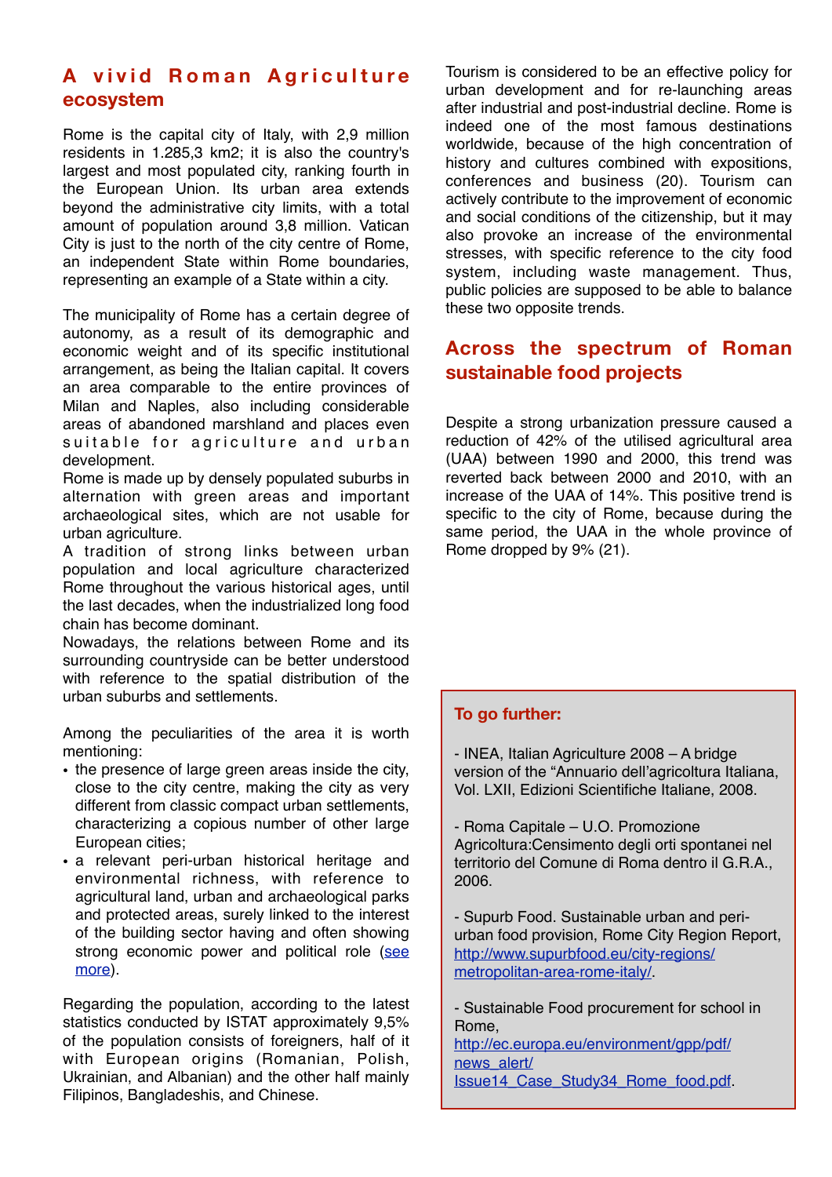## A vivid Roman Agriculture ecosystem

Rome is the capital city of Italy, with 2,9 million residents in 1.285,3 km2; it is also the country's largest and most populated city, ranking fourth in the European Union. Its urban area extends beyond the administrative city limits, with a total amount of population around 3,8 million. Vatican City is just to the north of the city centre of Rome, an independent State within Rome boundaries, representing an example of a State within a city.

The municipality of Rome has a certain degree of autonomy, as a result of its demographic and economic weight and of its specific institutional arrangement, as being the Italian capital. It covers an area comparable to the entire provinces of Milan and Naples, also including considerable areas of abandoned marshland and places even suitable for agriculture and urban development.
Rome is made up by densely populated suburbs in alternation with green areas and important archaeological sites, which are not usable for urban agriculture.
A tradition of strong links between urban population and local agriculture characterized Rome throughout the various historical ages, until the last decades, when the industrialized long food chain has become dominant.
Nowadays, the relations between Rome and its surrounding countryside can be better understood with reference to the spatial distribution of the urban suburbs and settlements.

Among the peculiarities of the area it is worth mentioning:

- the presence of large green areas inside the city, close to the city centre, making the city as very different from classic compact urban settlements, characterizing a copious number of other large European cities;
- a relevant peri-urban historical heritage and environmental richness, with reference to agricultural land, urban and archaeological parks and protected areas, surely linked to the interest of the building sector having and often showing strong economic power and political role (see more).

Regarding the population, according to the latest statistics conducted by ISTAT approximately 9,5% of the population consists of foreigners, half of it with European origins (Romanian, Polish, Ukrainian, and Albanian) and the other half mainly Filipinos, Bangladeshis, and Chinese.

Tourism is considered to be an effective policy for urban development and for re-launching areas after industrial and post-industrial decline. Rome is indeed one of the most famous destinations worldwide, because of the high concentration of history and cultures combined with expositions, conferences and business (20). Tourism can actively contribute to the improvement of economic and social conditions of the citizenship, but it may also provoke an increase of the environmental stresses, with specific reference to the city food system, including waste management. Thus, public policies are supposed to be able to balance these two opposite trends.

## Across the spectrum of Roman sustainable food projects

Despite a strong urbanization pressure caused a reduction of 42% of the utilised agricultural area (UAA) between 1990 and 2000, this trend was reverted back between 2000 and 2010, with an increase of the UAA of 14%. This positive trend is specific to the city of Rome, because during the same period, the UAA in the whole province of Rome dropped by 9% (21).

**To go further:**

- INEA, Italian Agriculture 2008 – A bridge version of the "Annuario dell'agricoltura Italiana, Vol. LXII, Edizioni Scientifiche Italiane, 2008.

- Roma Capitale – U.O. Promozione Agricoltura:Censimento degli orti spontanei nel territorio del Comune di Roma dentro il G.R.A., 2006.

- Supurb Food. Sustainable urban and peri-urban food provision, Rome City Region Report, http://www.supurbfood.eu/city-regions/metropolitan-area-rome-italy/.

- Sustainable Food procurement for school in Rome, http://ec.europa.eu/environment/gpp/pdf/news_alert/Issue14_Case_Study34_Rome_food.pdf.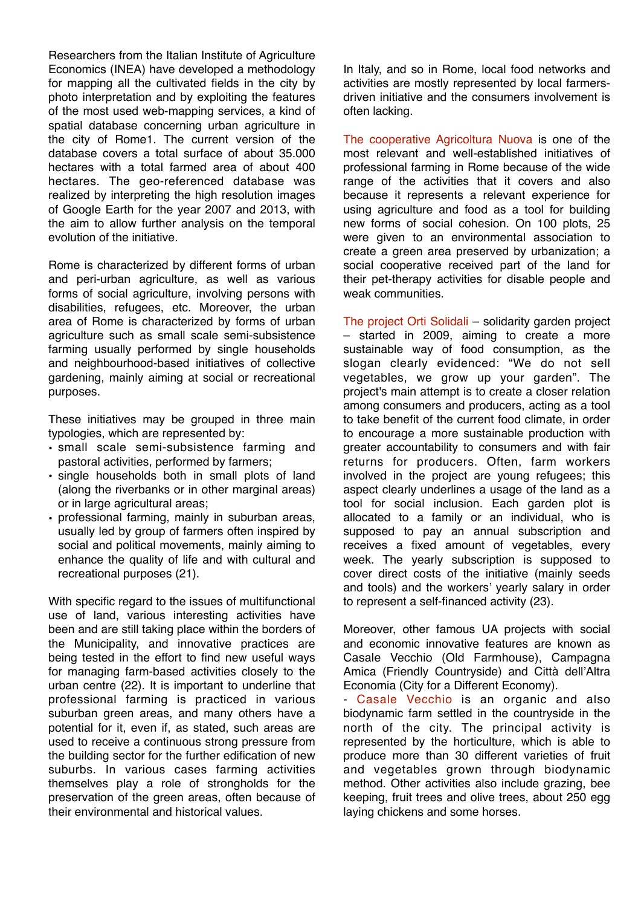Researchers from the Italian Institute of Agriculture Economics (INEA) have developed a methodology for mapping all the cultivated fields in the city by photo interpretation and by exploiting the features of the most used web-mapping services, a kind of spatial database concerning urban agriculture in the city of Rome1. The current version of the database covers a total surface of about 35.000 hectares with a total farmed area of about 400 hectares. The geo-referenced database was realized by interpreting the high resolution images of Google Earth for the year 2007 and 2013, with the aim to allow further analysis on the temporal evolution of the initiative.

Rome is characterized by different forms of urban and peri-urban agriculture, as well as various forms of social agriculture, involving persons with disabilities, refugees, etc. Moreover, the urban area of Rome is characterized by forms of urban agriculture such as small scale semi-subsistence farming usually performed by single households and neighbourhood-based initiatives of collective gardening, mainly aiming at social or recreational purposes.

These initiatives may be grouped in three main typologies, which are represented by:

- small scale semi-subsistence farming and pastoral activities, performed by farmers;
- single households both in small plots of land (along the riverbanks or in other marginal areas) or in large agricultural areas;
- professional farming, mainly in suburban areas, usually led by group of farmers often inspired by social and political movements, mainly aiming to enhance the quality of life and with cultural and recreational purposes (21).

With specific regard to the issues of multifunctional use of land, various interesting activities have been and are still taking place within the borders of the Municipality, and innovative practices are being tested in the effort to find new useful ways for managing farm-based activities closely to the urban centre (22). It is important to underline that professional farming is practiced in various suburban green areas, and many others have a potential for it, even if, as stated, such areas are used to receive a continuous strong pressure from the building sector for the further edification of new suburbs. In various cases farming activities themselves play a role of strongholds for the preservation of the green areas, often because of their environmental and historical values.

In Italy, and so in Rome, local food networks and activities are mostly represented by local farmers-driven initiative and the consumers involvement is often lacking.

The cooperative Agricoltura Nuova is one of the most relevant and well-established initiatives of professional farming in Rome because of the wide range of the activities that it covers and also because it represents a relevant experience for using agriculture and food as a tool for building new forms of social cohesion. On 100 plots, 25 were given to an environmental association to create a green area preserved by urbanization; a social cooperative received part of the land for their pet-therapy activities for disable people and weak communities.

The project Orti Solidali – solidarity garden project – started in 2009, aiming to create a more sustainable way of food consumption, as the slogan clearly evidenced: "We do not sell vegetables, we grow up your garden". The project's main attempt is to create a closer relation among consumers and producers, acting as a tool to take benefit of the current food climate, in order to encourage a more sustainable production with greater accountability to consumers and with fair returns for producers. Often, farm workers involved in the project are young refugees; this aspect clearly underlines a usage of the land as a tool for social inclusion. Each garden plot is allocated to a family or an individual, who is supposed to pay an annual subscription and receives a fixed amount of vegetables, every week. The yearly subscription is supposed to cover direct costs of the initiative (mainly seeds and tools) and the workers' yearly salary in order to represent a self-financed activity (23).

Moreover, other famous UA projects with social and economic innovative features are known as Casale Vecchio (Old Farmhouse), Campagna Amica (Friendly Countryside) and Città dell'Altra Economia (City for a Different Economy).

- Casale Vecchio is an organic and also biodynamic farm settled in the countryside in the north of the city. The principal activity is represented by the horticulture, which is able to produce more than 30 different varieties of fruit and vegetables grown through biodynamic method. Other activities also include grazing, bee keeping, fruit trees and olive trees, about 250 egg laying chickens and some horses.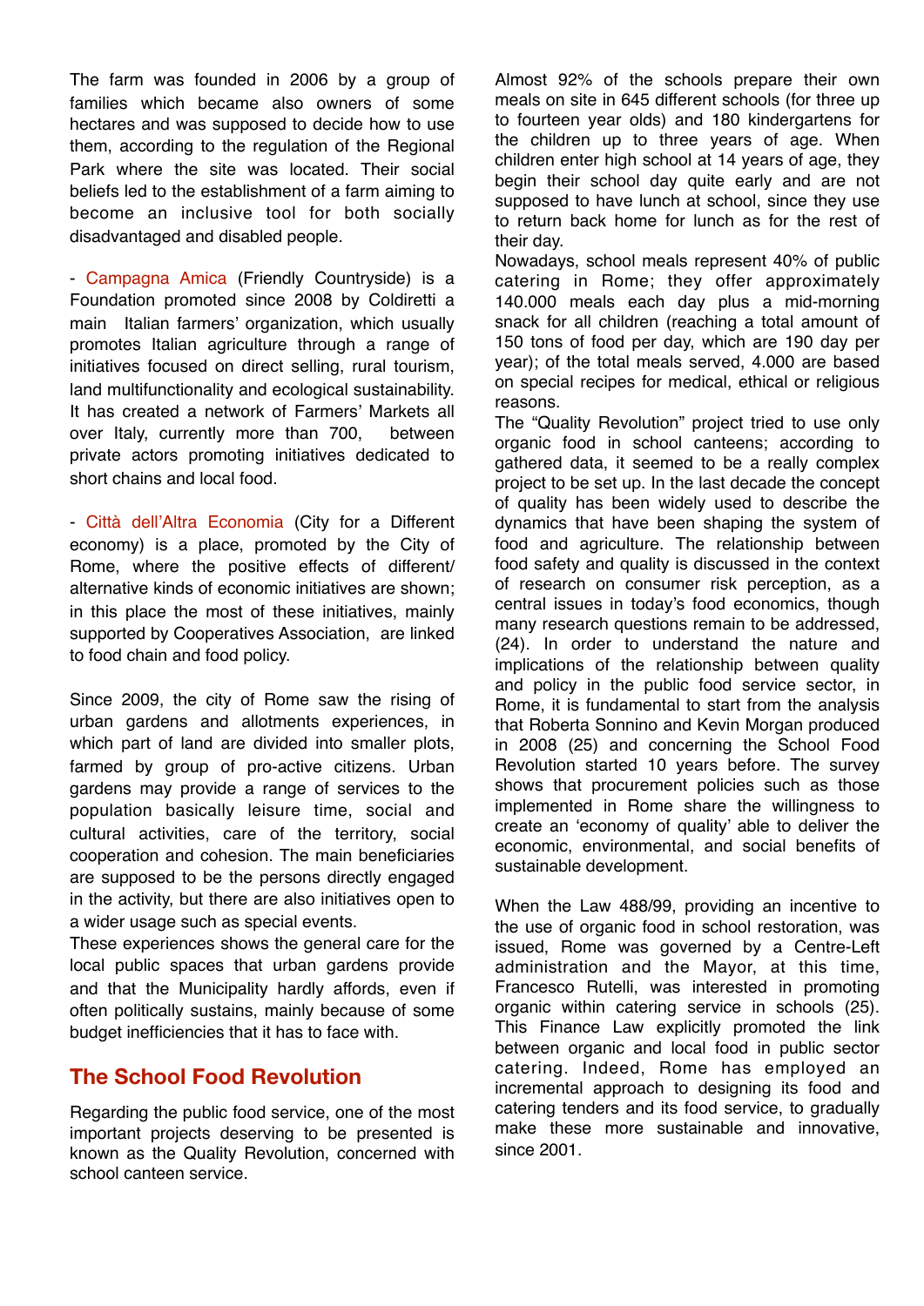The farm was founded in 2006 by a group of families which became also owners of some hectares and was supposed to decide how to use them, according to the regulation of the Regional Park where the site was located. Their social beliefs led to the establishment of a farm aiming to become an inclusive tool for both socially disadvantaged and disabled people.

- Campagna Amica (Friendly Countryside) is a Foundation promoted since 2008 by Coldiretti a main Italian farmers' organization, which usually promotes Italian agriculture through a range of initiatives focused on direct selling, rural tourism, land multifunctionality and ecological sustainability. It has created a network of Farmers' Markets all over Italy, currently more than 700, between private actors promoting initiatives dedicated to short chains and local food.

- Città dell'Altra Economia (City for a Different economy) is a place, promoted by the City of Rome, where the positive effects of different/ alternative kinds of economic initiatives are shown; in this place the most of these initiatives, mainly supported by Cooperatives Association, are linked to food chain and food policy.

Since 2009, the city of Rome saw the rising of urban gardens and allotments experiences, in which part of land are divided into smaller plots, farmed by group of pro-active citizens. Urban gardens may provide a range of services to the population basically leisure time, social and cultural activities, care of the territory, social cooperation and cohesion. The main beneficiaries are supposed to be the persons directly engaged in the activity, but there are also initiatives open to a wider usage such as special events.
These experiences shows the general care for the local public spaces that urban gardens provide and that the Municipality hardly affords, even if often politically sustains, mainly because of some budget inefficiencies that it has to face with.

## The School Food Revolution

Regarding the public food service, one of the most important projects deserving to be presented is known as the Quality Revolution, concerned with school canteen service.

Almost 92% of the schools prepare their own meals on site in 645 different schools (for three up to fourteen year olds) and 180 kindergartens for the children up to three years of age. When children enter high school at 14 years of age, they begin their school day quite early and are not supposed to have lunch at school, since they use to return back home for lunch as for the rest of their day.
Nowadays, school meals represent 40% of public catering in Rome; they offer approximately 140.000 meals each day plus a mid-morning snack for all children (reaching a total amount of 150 tons of food per day, which are 190 day per year); of the total meals served, 4.000 are based on special recipes for medical, ethical or religious reasons.
The "Quality Revolution" project tried to use only organic food in school canteens; according to gathered data, it seemed to be a really complex project to be set up. In the last decade the concept of quality has been widely used to describe the dynamics that have been shaping the system of food and agriculture. The relationship between food safety and quality is discussed in the context of research on consumer risk perception, as a central issues in today's food economics, though many research questions remain to be addressed, (24). In order to understand the nature and implications of the relationship between quality and policy in the public food service sector, in Rome, it is fundamental to start from the analysis that Roberta Sonnino and Kevin Morgan produced in 2008 (25) and concerning the School Food Revolution started 10 years before. The survey shows that procurement policies such as those implemented in Rome share the willingness to create an 'economy of quality' able to deliver the economic, environmental, and social benefits of sustainable development.

When the Law 488/99, providing an incentive to the use of organic food in school restoration, was issued, Rome was governed by a Centre-Left administration and the Mayor, at this time, Francesco Rutelli, was interested in promoting organic within catering service in schools (25). This Finance Law explicitly promoted the link between organic and local food in public sector catering. Indeed, Rome has employed an incremental approach to designing its food and catering tenders and its food service, to gradually make these more sustainable and innovative, since 2001.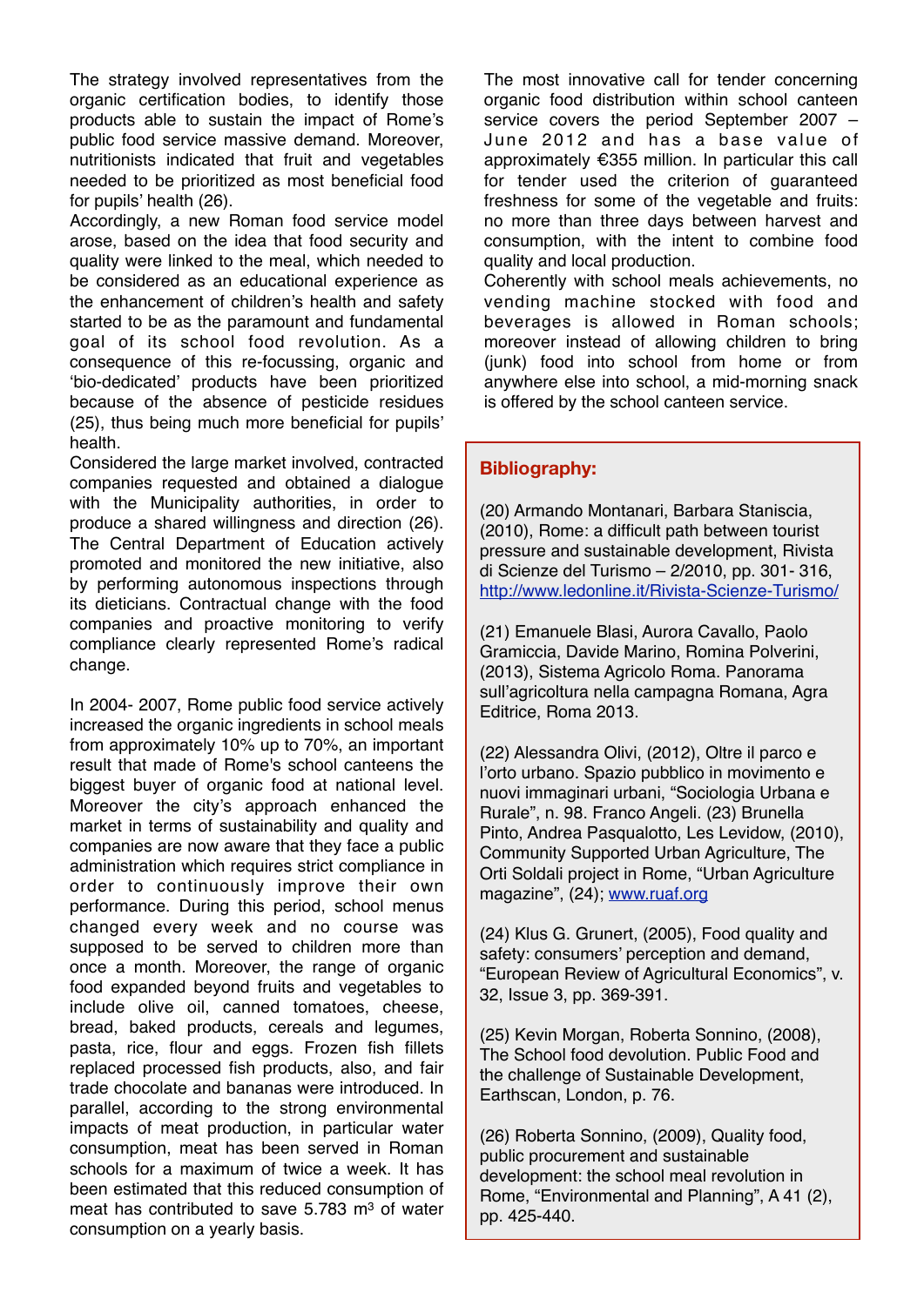The strategy involved representatives from the organic certification bodies, to identify those products able to sustain the impact of Rome's public food service massive demand. Moreover, nutritionists indicated that fruit and vegetables needed to be prioritized as most beneficial food for pupils' health (26).

Accordingly, a new Roman food service model arose, based on the idea that food security and quality were linked to the meal, which needed to be considered as an educational experience as the enhancement of children's health and safety started to be as the paramount and fundamental goal of its school food revolution. As a consequence of this re-focussing, organic and 'bio-dedicated' products have been prioritized because of the absence of pesticide residues (25), thus being much more beneficial for pupils' health.

Considered the large market involved, contracted companies requested and obtained a dialogue with the Municipality authorities, in order to produce a shared willingness and direction (26). The Central Department of Education actively promoted and monitored the new initiative, also by performing autonomous inspections through its dieticians. Contractual change with the food companies and proactive monitoring to verify compliance clearly represented Rome's radical change.

In 2004- 2007, Rome public food service actively increased the organic ingredients in school meals from approximately 10% up to 70%, an important result that made of Rome's school canteens the biggest buyer of organic food at national level. Moreover the city's approach enhanced the market in terms of sustainability and quality and companies are now aware that they face a public administration which requires strict compliance in order to continuously improve their own performance. During this period, school menus changed every week and no course was supposed to be served to children more than once a month. Moreover, the range of organic food expanded beyond fruits and vegetables to include olive oil, canned tomatoes, cheese, bread, baked products, cereals and legumes, pasta, rice, flour and eggs. Frozen fish fillets replaced processed fish products, also, and fair trade chocolate and bananas were introduced. In parallel, according to the strong environmental impacts of meat production, in particular water consumption, meat has been served in Roman schools for a maximum of twice a week. It has been estimated that this reduced consumption of meat has contributed to save 5.783 $m^3$ of water consumption on a yearly basis.

The most innovative call for tender concerning organic food distribution within school canteen service covers the period September 2007 – June 2012 and has a base value of approximately €355 million. In particular this call for tender used the criterion of guaranteed freshness for some of the vegetable and fruits: no more than three days between harvest and consumption, with the intent to combine food quality and local production.

Coherently with school meals achievements, no vending machine stocked with food and beverages is allowed in Roman schools; moreover instead of allowing children to bring (junk) food into school from home or from anywhere else into school, a mid-morning snack is offered by the school canteen service.

## Bibliography:

(20) Armando Montanari, Barbara Staniscia, (2010), Rome: a difficult path between tourist pressure and sustainable development, Rivista di Scienze del Turismo – 2/2010, pp. 301- 316, http://www.ledonline.it/Rivista-Scienze-Turismo/

(21) Emanuele Blasi, Aurora Cavallo, Paolo Gramiccia, Davide Marino, Romina Polverini, (2013), Sistema Agricolo Roma. Panorama sull'agricoltura nella campagna Romana, Agra Editrice, Roma 2013.

(22) Alessandra Olivi, (2012), Oltre il parco e l'orto urbano. Spazio pubblico in movimento e nuovi immaginari urbani, "Sociologia Urbana e Rurale", n. 98. Franco Angeli. (23) Brunella Pinto, Andrea Pasqualotto, Les Levidow, (2010), Community Supported Urban Agriculture, The Orti Soldali project in Rome, "Urban Agriculture magazine", (24); www.ruaf.org

(24) Klus G. Grunert, (2005), Food quality and safety: consumers' perception and demand, "European Review of Agricultural Economics", v. 32, Issue 3, pp. 369-391.

(25) Kevin Morgan, Roberta Sonnino, (2008), The School food devolution. Public Food and the challenge of Sustainable Development, Earthscan, London, p. 76.

(26) Roberta Sonnino, (2009), Quality food, public procurement and sustainable development: the school meal revolution in Rome, "Environmental and Planning", A 41 (2), pp. 425-440.